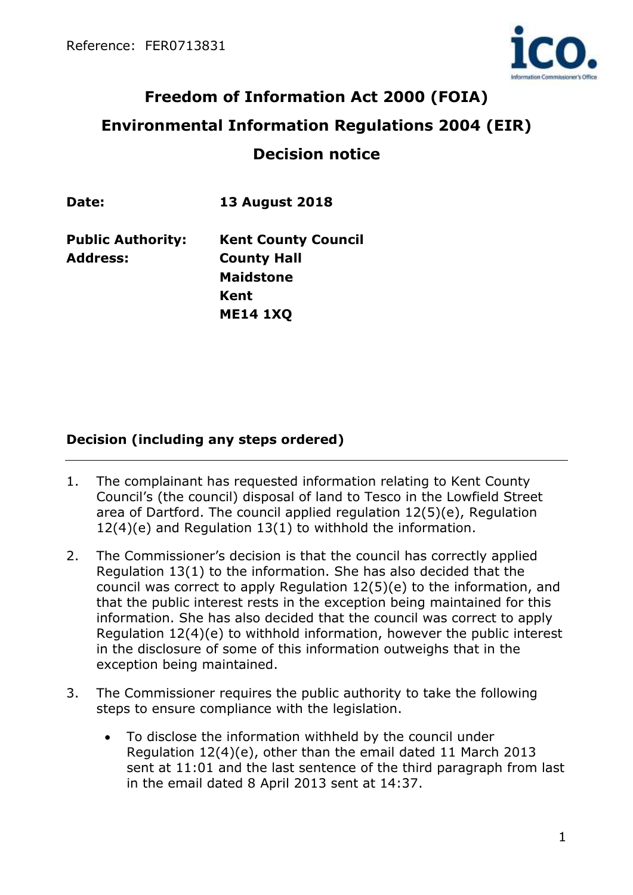Reference: FER0713831

# Freedom of Information Act 2000 (FOIA)

# Environmental Information Regulations 2004 (EIR)

# Decision notice

**Date:** **13 August 2018**

**Public Authority:** **Kent County Council**
**Address:** **County Hall**
**Maidstone**
**Kent**
**ME14 1XQ**

## Decision (including any steps ordered)

1. The complainant has requested information relating to Kent County Council's (the council) disposal of land to Tesco in the Lowfield Street area of Dartford. The council applied regulation 12(5)(e), Regulation 12(4)(e) and Regulation 13(1) to withhold the information.

2. The Commissioner's decision is that the council has correctly applied Regulation 13(1) to the information. She has also decided that the council was correct to apply Regulation 12(5)(e) to the information, and that the public interest rests in the exception being maintained for this information. She has also decided that the council was correct to apply Regulation 12(4)(e) to withhold information, however the public interest in the disclosure of some of this information outweighs that in the exception being maintained.

3. The Commissioner requires the public authority to take the following steps to ensure compliance with the legislation.

   - To disclose the information withheld by the council under Regulation 12(4)(e), other than the email dated 11 March 2013 sent at 11:01 and the last sentence of the third paragraph from last in the email dated 8 April 2013 sent at 14:37.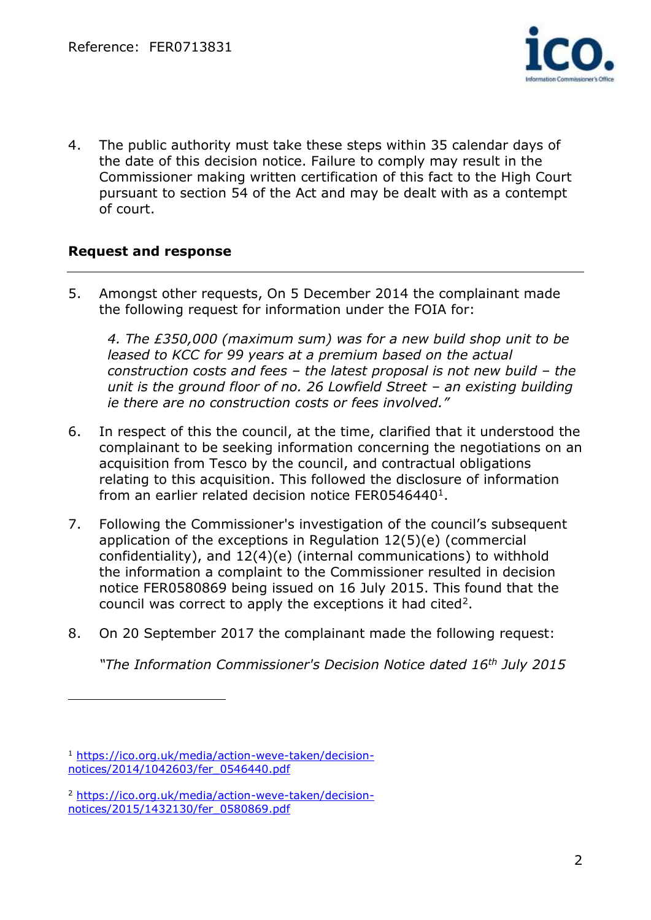4. The public authority must take these steps within 35 calendar days of the date of this decision notice. Failure to comply may result in the Commissioner making written certification of this fact to the High Court pursuant to section 54 of the Act and may be dealt with as a contempt of court.

## Request and response

5. Amongst other requests, On 5 December 2014 the complainant made the following request for information under the FOIA for:

   *4. The £350,000 (maximum sum) was for a new build shop unit to be leased to KCC for 99 years at a premium based on the actual construction costs and fees – the latest proposal is not new build – the unit is the ground floor of no. 26 Lowfield Street – an existing building ie there are no construction costs or fees involved."*

6. In respect of this the council, at the time, clarified that it understood the complainant to be seeking information concerning the negotiations on an acquisition from Tesco by the council, and contractual obligations relating to this acquisition. This followed the disclosure of information from an earlier related decision notice FER0546440[1].

7. Following the Commissioner's investigation of the council's subsequent application of the exceptions in Regulation 12(5)(e) (commercial confidentiality), and 12(4)(e) (internal communications) to withhold the information a complaint to the Commissioner resulted in decision notice FER0580869 being issued on 16 July 2015. This found that the council was correct to apply the exceptions it had cited[2].

8. On 20 September 2017 the complainant made the following request:

   *"The Information Commissioner's Decision Notice dated 16th July 2015*

---

[1] https://ico.org.uk/media/action-weve-taken/decision-notices/2014/1042603/fer_0546440.pdf

[2] https://ico.org.uk/media/action-weve-taken/decision-notices/2015/1432130/fer_0580869.pdf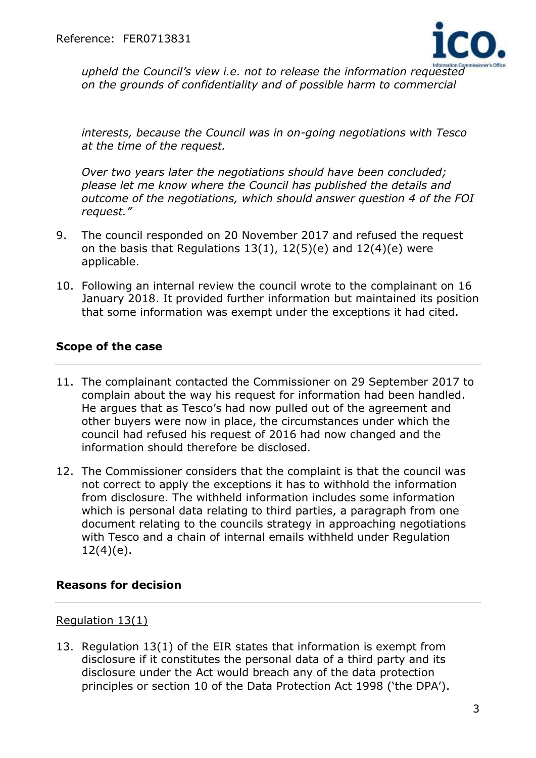*upheld the Council's view i.e. not to release the information requested on the grounds of confidentiality and of possible harm to commercial interests, because the Council was in on-going negotiations with Tesco at the time of the request.*

*Over two years later the negotiations should have been concluded; please let me know where the Council has published the details and outcome of the negotiations, which should answer question 4 of the FOI request."*

9. The council responded on 20 November 2017 and refused the request on the basis that Regulations 13(1), 12(5)(e) and 12(4)(e) were applicable.

10. Following an internal review the council wrote to the complainant on 16 January 2018. It provided further information but maintained its position that some information was exempt under the exceptions it had cited.

## Scope of the case

11. The complainant contacted the Commissioner on 29 September 2017 to complain about the way his request for information had been handled. He argues that as Tesco's had now pulled out of the agreement and other buyers were now in place, the circumstances under which the council had refused his request of 2016 had now changed and the information should therefore be disclosed.

12. The Commissioner considers that the complaint is that the council was not correct to apply the exceptions it has to withhold the information from disclosure. The withheld information includes some information which is personal data relating to third parties, a paragraph from one document relating to the councils strategy in approaching negotiations with Tesco and a chain of internal emails withheld under Regulation 12(4)(e).

## Reasons for decision

### Regulation 13(1)

13. Regulation 13(1) of the EIR states that information is exempt from disclosure if it constitutes the personal data of a third party and its disclosure under the Act would breach any of the data protection principles or section 10 of the Data Protection Act 1998 ('the DPA').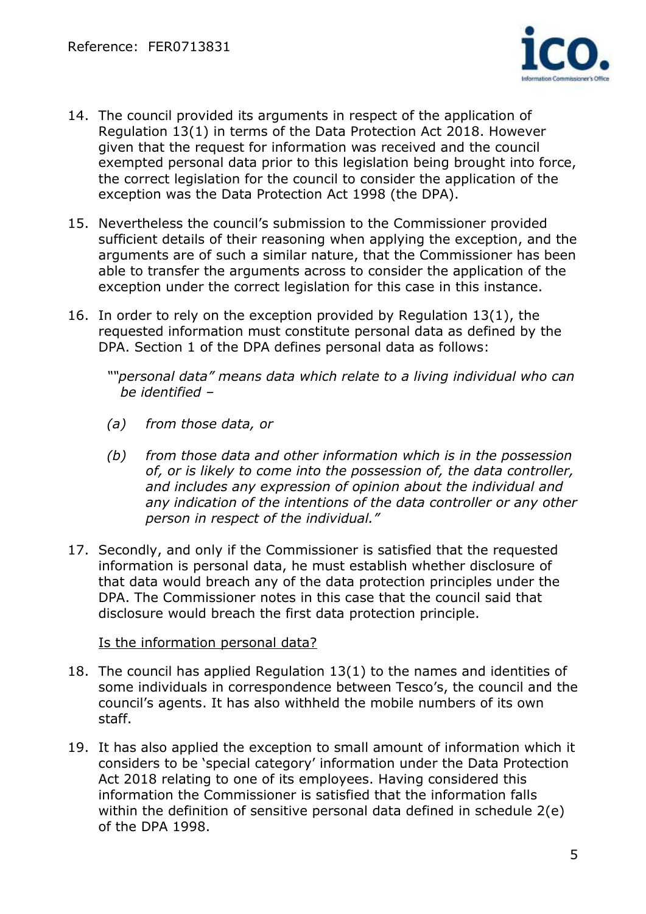14. The council provided its arguments in respect of the application of Regulation 13(1) in terms of the Data Protection Act 2018. However given that the request for information was received and the council exempted personal data prior to this legislation being brought into force, the correct legislation for the council to consider the application of the exception was the Data Protection Act 1998 (the DPA).

15. Nevertheless the council's submission to the Commissioner provided sufficient details of their reasoning when applying the exception, and the arguments are of such a similar nature, that the Commissioner has been able to transfer the arguments across to consider the application of the exception under the correct legislation for this case in this instance.

16. In order to rely on the exception provided by Regulation 13(1), the requested information must constitute personal data as defined by the DPA. Section 1 of the DPA defines personal data as follows:

    *""personal data" means data which relate to a living individual who can be identified –*

    *(a) from those data, or*

    *(b) from those data and other information which is in the possession of, or is likely to come into the possession of, the data controller, and includes any expression of opinion about the individual and any indication of the intentions of the data controller or any other person in respect of the individual."*

17. Secondly, and only if the Commissioner is satisfied that the requested information is personal data, he must establish whether disclosure of that data would breach any of the data protection principles under the DPA. The Commissioner notes in this case that the council said that disclosure would breach the first data protection principle.

<u>Is the information personal data?</u>

18. The council has applied Regulation 13(1) to the names and identities of some individuals in correspondence between Tesco's, the council and the council's agents. It has also withheld the mobile numbers of its own staff.

19. It has also applied the exception to small amount of information which it considers to be 'special category' information under the Data Protection Act 2018 relating to one of its employees. Having considered this information the Commissioner is satisfied that the information falls within the definition of sensitive personal data defined in schedule 2(e) of the DPA 1998.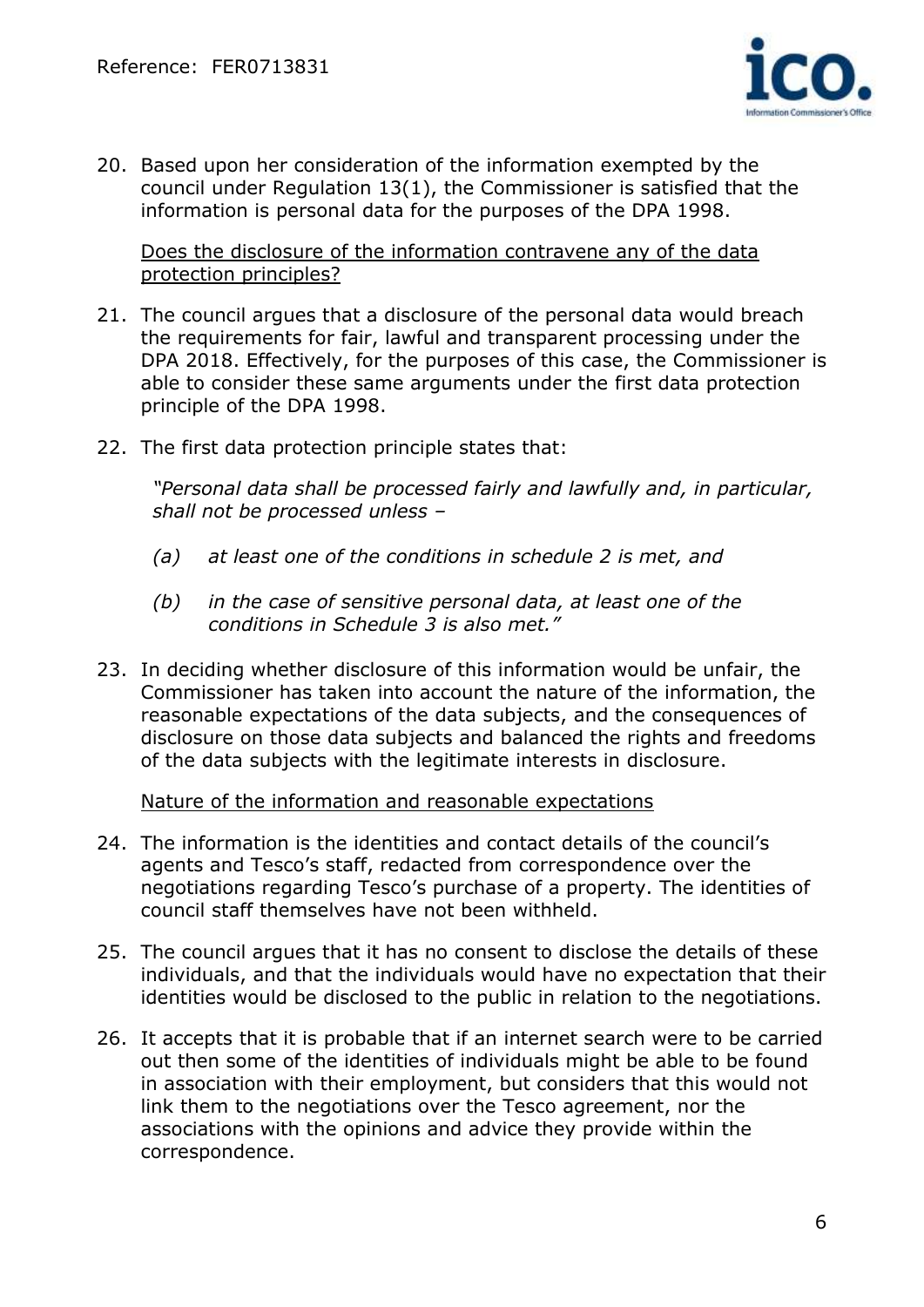20. Based upon her consideration of the information exempted by the council under Regulation 13(1), the Commissioner is satisfied that the information is personal data for the purposes of the DPA 1998.

<u>Does the disclosure of the information contravene any of the data protection principles?</u>

21. The council argues that a disclosure of the personal data would breach the requirements for fair, lawful and transparent processing under the DPA 2018. Effectively, for the purposes of this case, the Commissioner is able to consider these same arguments under the first data protection principle of the DPA 1998.

22. The first data protection principle states that:

    *"Personal data shall be processed fairly and lawfully and, in particular, shall not be processed unless –*

    *(a) at least one of the conditions in schedule 2 is met, and*

    *(b) in the case of sensitive personal data, at least one of the conditions in Schedule 3 is also met."*

23. In deciding whether disclosure of this information would be unfair, the Commissioner has taken into account the nature of the information, the reasonable expectations of the data subjects, and the consequences of disclosure on those data subjects and balanced the rights and freedoms of the data subjects with the legitimate interests in disclosure.

<u>Nature of the information and reasonable expectations</u>

24. The information is the identities and contact details of the council's agents and Tesco's staff, redacted from correspondence over the negotiations regarding Tesco's purchase of a property. The identities of council staff themselves have not been withheld.

25. The council argues that it has no consent to disclose the details of these individuals, and that the individuals would have no expectation that their identities would be disclosed to the public in relation to the negotiations.

26. It accepts that it is probable that if an internet search were to be carried out then some of the identities of individuals might be able to be found in association with their employment, but considers that this would not link them to the negotiations over the Tesco agreement, nor the associations with the opinions and advice they provide within the correspondence.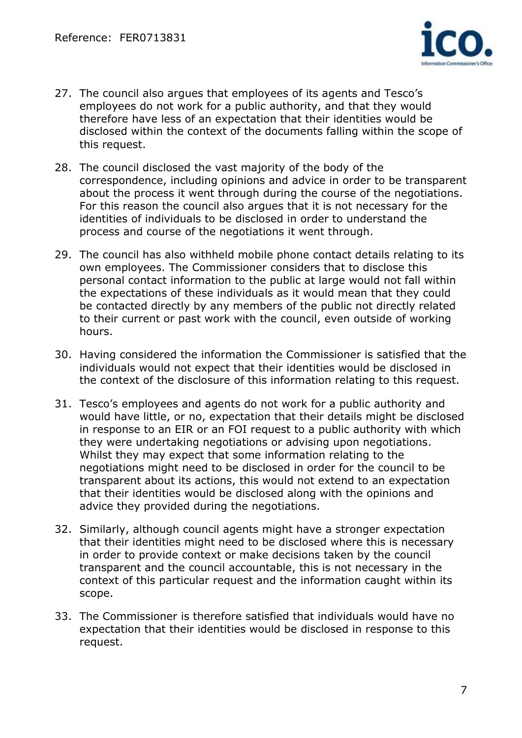27. The council also argues that employees of its agents and Tesco's employees do not work for a public authority, and that they would therefore have less of an expectation that their identities would be disclosed within the context of the documents falling within the scope of this request.

28. The council disclosed the vast majority of the body of the correspondence, including opinions and advice in order to be transparent about the process it went through during the course of the negotiations. For this reason the council also argues that it is not necessary for the identities of individuals to be disclosed in order to understand the process and course of the negotiations it went through.

29. The council has also withheld mobile phone contact details relating to its own employees. The Commissioner considers that to disclose this personal contact information to the public at large would not fall within the expectations of these individuals as it would mean that they could be contacted directly by any members of the public not directly related to their current or past work with the council, even outside of working hours.

30. Having considered the information the Commissioner is satisfied that the individuals would not expect that their identities would be disclosed in the context of the disclosure of this information relating to this request.

31. Tesco's employees and agents do not work for a public authority and would have little, or no, expectation that their details might be disclosed in response to an EIR or an FOI request to a public authority with which they were undertaking negotiations or advising upon negotiations. Whilst they may expect that some information relating to the negotiations might need to be disclosed in order for the council to be transparent about its actions, this would not extend to an expectation that their identities would be disclosed along with the opinions and advice they provided during the negotiations.

32. Similarly, although council agents might have a stronger expectation that their identities might need to be disclosed where this is necessary in order to provide context or make decisions taken by the council transparent and the council accountable, this is not necessary in the context of this particular request and the information caught within its scope.

33. The Commissioner is therefore satisfied that individuals would have no expectation that their identities would be disclosed in response to this request.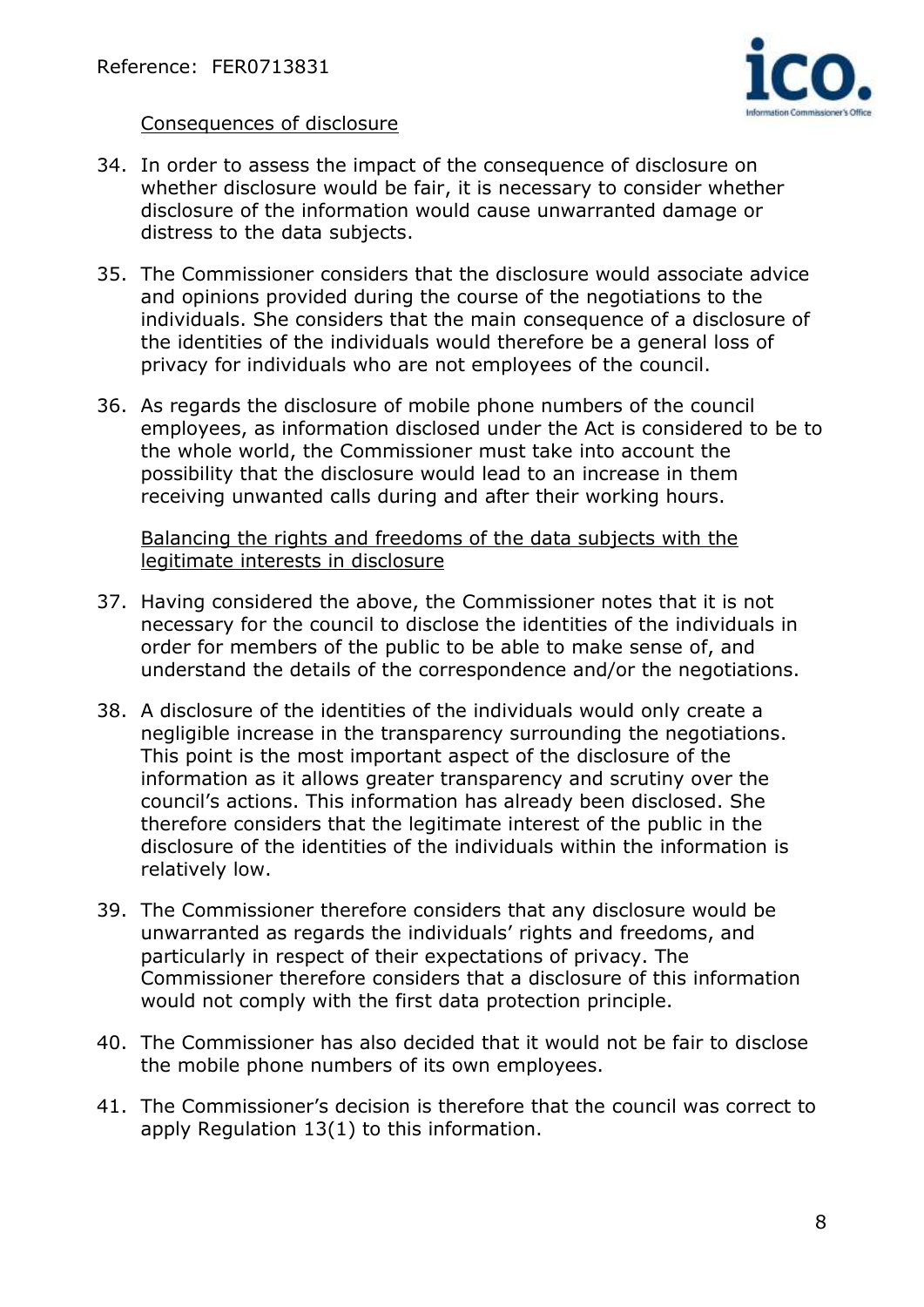Consequences of disclosure

34. In order to assess the impact of the consequence of disclosure on whether disclosure would be fair, it is necessary to consider whether disclosure of the information would cause unwarranted damage or distress to the data subjects.

35. The Commissioner considers that the disclosure would associate advice and opinions provided during the course of the negotiations to the individuals. She considers that the main consequence of a disclosure of the identities of the individuals would therefore be a general loss of privacy for individuals who are not employees of the council.

36. As regards the disclosure of mobile phone numbers of the council employees, as information disclosed under the Act is considered to be to the whole world, the Commissioner must take into account the possibility that the disclosure would lead to an increase in them receiving unwanted calls during and after their working hours.

Balancing the rights and freedoms of the data subjects with the legitimate interests in disclosure

37. Having considered the above, the Commissioner notes that it is not necessary for the council to disclose the identities of the individuals in order for members of the public to be able to make sense of, and understand the details of the correspondence and/or the negotiations.

38. A disclosure of the identities of the individuals would only create a negligible increase in the transparency surrounding the negotiations. This point is the most important aspect of the disclosure of the information as it allows greater transparency and scrutiny over the council's actions. This information has already been disclosed. She therefore considers that the legitimate interest of the public in the disclosure of the identities of the individuals within the information is relatively low.

39. The Commissioner therefore considers that any disclosure would be unwarranted as regards the individuals' rights and freedoms, and particularly in respect of their expectations of privacy. The Commissioner therefore considers that a disclosure of this information would not comply with the first data protection principle.

40. The Commissioner has also decided that it would not be fair to disclose the mobile phone numbers of its own employees.

41. The Commissioner's decision is therefore that the council was correct to apply Regulation 13(1) to this information.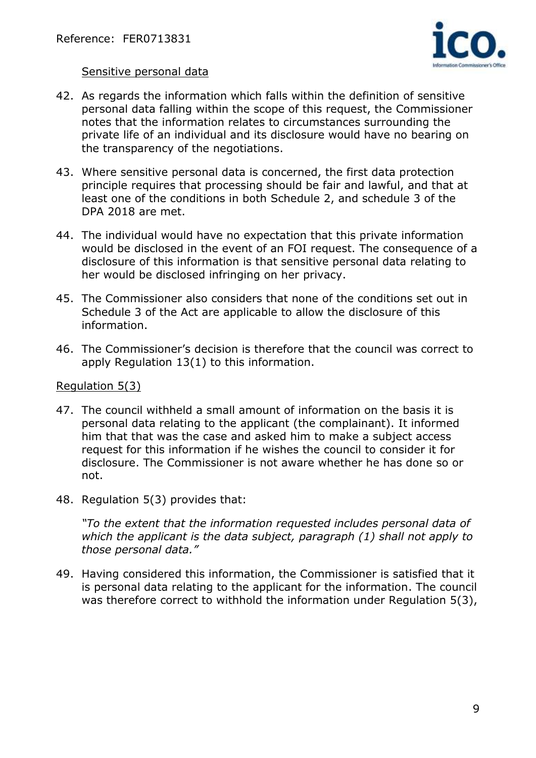Sensitive personal data

42. As regards the information which falls within the definition of sensitive personal data falling within the scope of this request, the Commissioner notes that the information relates to circumstances surrounding the private life of an individual and its disclosure would have no bearing on the transparency of the negotiations.

43. Where sensitive personal data is concerned, the first data protection principle requires that processing should be fair and lawful, and that at least one of the conditions in both Schedule 2, and schedule 3 of the DPA 2018 are met.

44. The individual would have no expectation that this private information would be disclosed in the event of an FOI request. The consequence of a disclosure of this information is that sensitive personal data relating to her would be disclosed infringing on her privacy.

45. The Commissioner also considers that none of the conditions set out in Schedule 3 of the Act are applicable to allow the disclosure of this information.

46. The Commissioner's decision is therefore that the council was correct to apply Regulation 13(1) to this information.

Regulation 5(3)

47. The council withheld a small amount of information on the basis it is personal data relating to the applicant (the complainant). It informed him that that was the case and asked him to make a subject access request for this information if he wishes the council to consider it for disclosure. The Commissioner is not aware whether he has done so or not.

48. Regulation 5(3) provides that:

    *"To the extent that the information requested includes personal data of which the applicant is the data subject, paragraph (1) shall not apply to those personal data."*

49. Having considered this information, the Commissioner is satisfied that it is personal data relating to the applicant for the information. The council was therefore correct to withhold the information under Regulation 5(3),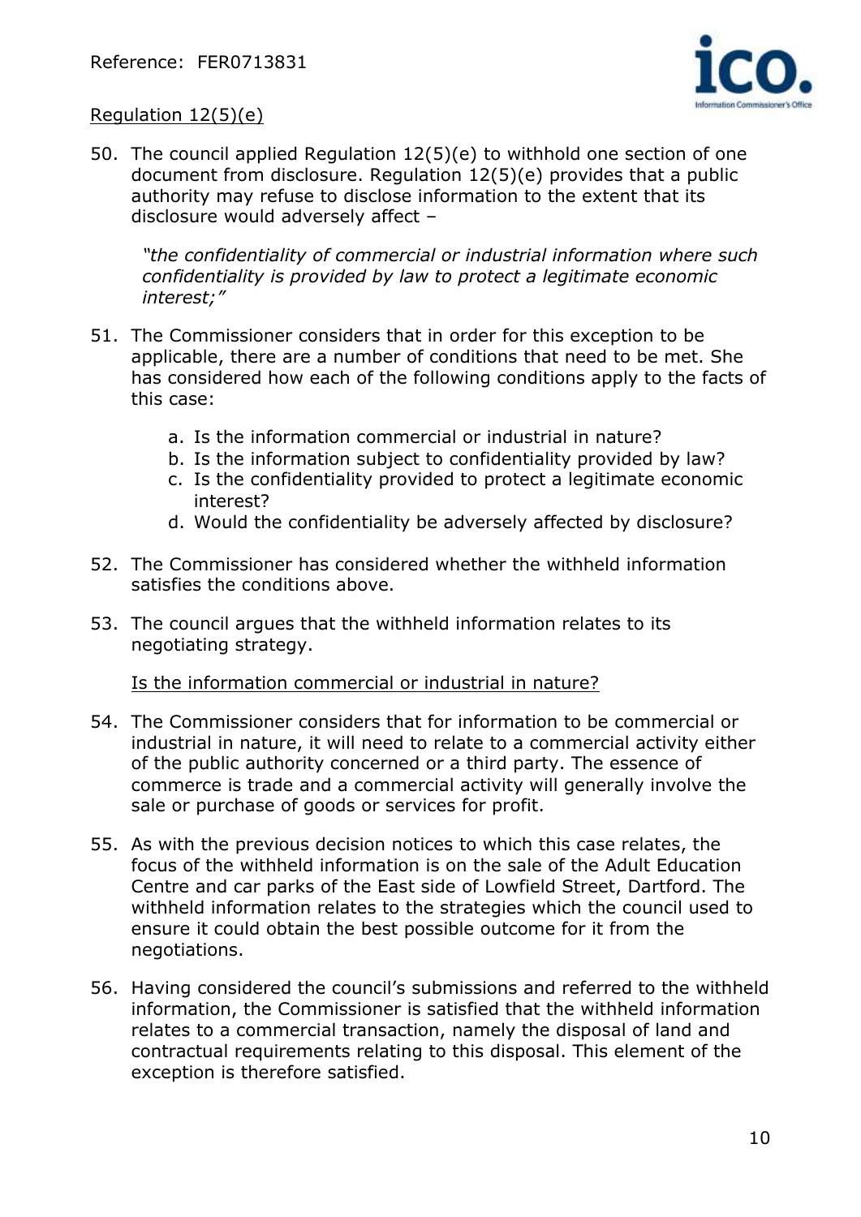Regulation 12(5)(e)

50. The council applied Regulation 12(5)(e) to withhold one section of one document from disclosure. Regulation 12(5)(e) provides that a public authority may refuse to disclose information to the extent that its disclosure would adversely affect –

    *"the confidentiality of commercial or industrial information where such confidentiality is provided by law to protect a legitimate economic interest;"*

51. The Commissioner considers that in order for this exception to be applicable, there are a number of conditions that need to be met. She has considered how each of the following conditions apply to the facts of this case:

    a. Is the information commercial or industrial in nature?
    b. Is the information subject to confidentiality provided by law?
    c. Is the confidentiality provided to protect a legitimate economic interest?
    d. Would the confidentiality be adversely affected by disclosure?

52. The Commissioner has considered whether the withheld information satisfies the conditions above.

53. The council argues that the withheld information relates to its negotiating strategy.

Is the information commercial or industrial in nature?

54. The Commissioner considers that for information to be commercial or industrial in nature, it will need to relate to a commercial activity either of the public authority concerned or a third party. The essence of commerce is trade and a commercial activity will generally involve the sale or purchase of goods or services for profit.

55. As with the previous decision notices to which this case relates, the focus of the withheld information is on the sale of the Adult Education Centre and car parks of the East side of Lowfield Street, Dartford. The withheld information relates to the strategies which the council used to ensure it could obtain the best possible outcome for it from the negotiations.

56. Having considered the council's submissions and referred to the withheld information, the Commissioner is satisfied that the withheld information relates to a commercial transaction, namely the disposal of land and contractual requirements relating to this disposal. This element of the exception is therefore satisfied.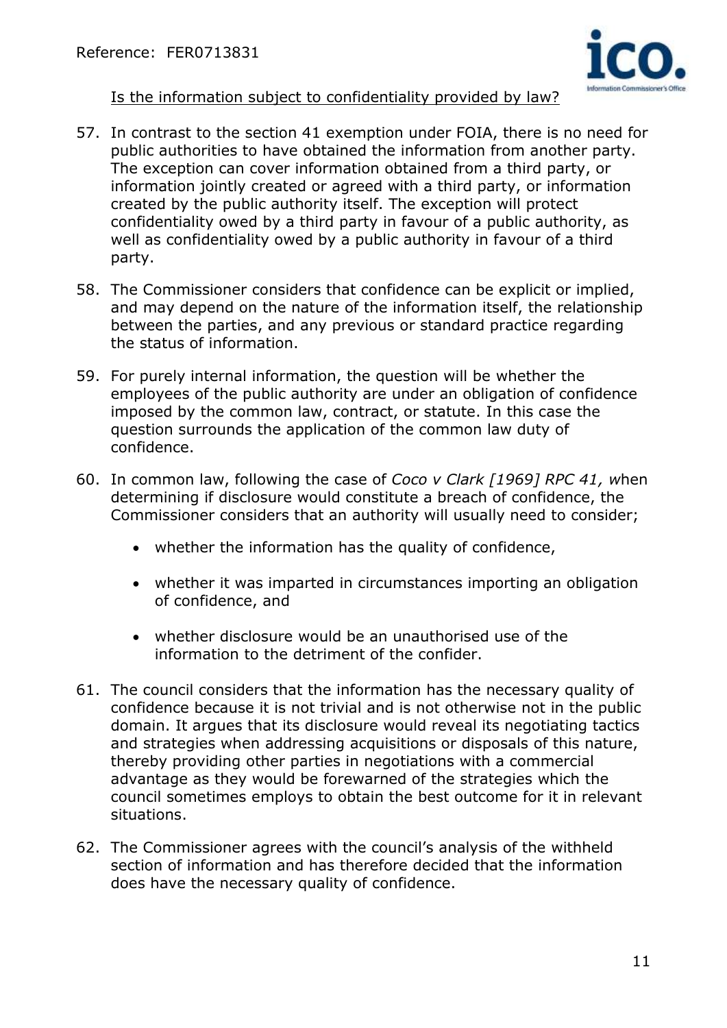Is the information subject to confidentiality provided by law?

57. In contrast to the section 41 exemption under FOIA, there is no need for public authorities to have obtained the information from another party. The exception can cover information obtained from a third party, or information jointly created or agreed with a third party, or information created by the public authority itself. The exception will protect confidentiality owed by a third party in favour of a public authority, as well as confidentiality owed by a public authority in favour of a third party.

58. The Commissioner considers that confidence can be explicit or implied, and may depend on the nature of the information itself, the relationship between the parties, and any previous or standard practice regarding the status of information.

59. For purely internal information, the question will be whether the employees of the public authority are under an obligation of confidence imposed by the common law, contract, or statute. In this case the question surrounds the application of the common law duty of confidence.

60. In common law, following the case of *Coco v Clark [1969] RPC 41,* when determining if disclosure would constitute a breach of confidence, the Commissioner considers that an authority will usually need to consider;

    - whether the information has the quality of confidence,
    - whether it was imparted in circumstances importing an obligation of confidence, and
    - whether disclosure would be an unauthorised use of the information to the detriment of the confider.

61. The council considers that the information has the necessary quality of confidence because it is not trivial and is not otherwise not in the public domain. It argues that its disclosure would reveal its negotiating tactics and strategies when addressing acquisitions or disposals of this nature, thereby providing other parties in negotiations with a commercial advantage as they would be forewarned of the strategies which the council sometimes employs to obtain the best outcome for it in relevant situations.

62. The Commissioner agrees with the council's analysis of the withheld section of information and has therefore decided that the information does have the necessary quality of confidence.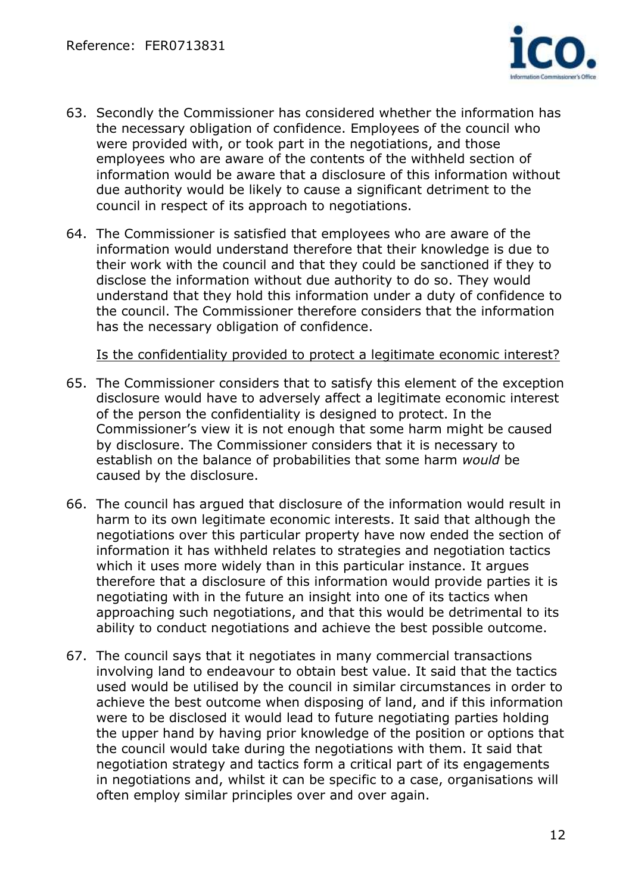63. Secondly the Commissioner has considered whether the information has the necessary obligation of confidence. Employees of the council who were provided with, or took part in the negotiations, and those employees who are aware of the contents of the withheld section of information would be aware that a disclosure of this information without due authority would be likely to cause a significant detriment to the council in respect of its approach to negotiations.

64. The Commissioner is satisfied that employees who are aware of the information would understand therefore that their knowledge is due to their work with the council and that they could be sanctioned if they to disclose the information without due authority to do so. They would understand that they hold this information under a duty of confidence to the council. The Commissioner therefore considers that the information has the necessary obligation of confidence.

<u>Is the confidentiality provided to protect a legitimate economic interest?</u>

65. The Commissioner considers that to satisfy this element of the exception disclosure would have to adversely affect a legitimate economic interest of the person the confidentiality is designed to protect. In the Commissioner's view it is not enough that some harm might be caused by disclosure. The Commissioner considers that it is necessary to establish on the balance of probabilities that some harm *would* be caused by the disclosure.

66. The council has argued that disclosure of the information would result in harm to its own legitimate economic interests. It said that although the negotiations over this particular property have now ended the section of information it has withheld relates to strategies and negotiation tactics which it uses more widely than in this particular instance. It argues therefore that a disclosure of this information would provide parties it is negotiating with in the future an insight into one of its tactics when approaching such negotiations, and that this would be detrimental to its ability to conduct negotiations and achieve the best possible outcome.

67. The council says that it negotiates in many commercial transactions involving land to endeavour to obtain best value. It said that the tactics used would be utilised by the council in similar circumstances in order to achieve the best outcome when disposing of land, and if this information were to be disclosed it would lead to future negotiating parties holding the upper hand by having prior knowledge of the position or options that the council would take during the negotiations with them. It said that negotiation strategy and tactics form a critical part of its engagements in negotiations and, whilst it can be specific to a case, organisations will often employ similar principles over and over again.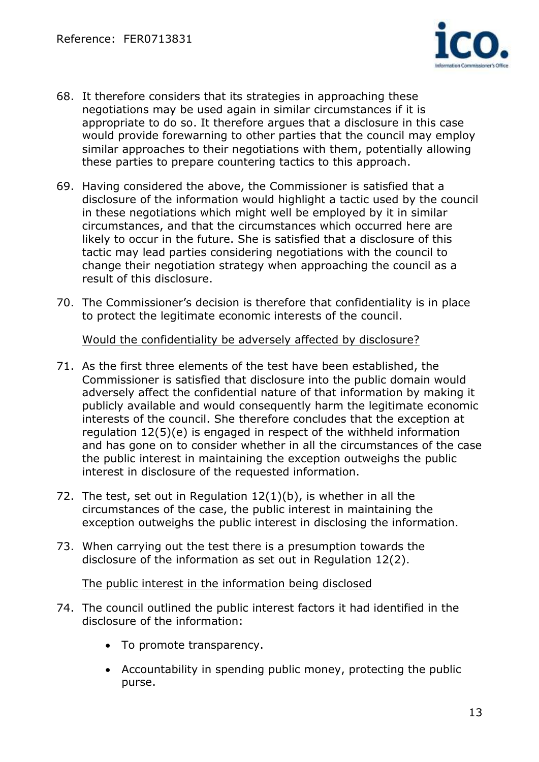68. It therefore considers that its strategies in approaching these negotiations may be used again in similar circumstances if it is appropriate to do so. It therefore argues that a disclosure in this case would provide forewarning to other parties that the council may employ similar approaches to their negotiations with them, potentially allowing these parties to prepare countering tactics to this approach.

69. Having considered the above, the Commissioner is satisfied that a disclosure of the information would highlight a tactic used by the council in these negotiations which might well be employed by it in similar circumstances, and that the circumstances which occurred here are likely to occur in the future. She is satisfied that a disclosure of this tactic may lead parties considering negotiations with the council to change their negotiation strategy when approaching the council as a result of this disclosure.

70. The Commissioner's decision is therefore that confidentiality is in place to protect the legitimate economic interests of the council.

<u>Would the confidentiality be adversely affected by disclosure?</u>

71. As the first three elements of the test have been established, the Commissioner is satisfied that disclosure into the public domain would adversely affect the confidential nature of that information by making it publicly available and would consequently harm the legitimate economic interests of the council. She therefore concludes that the exception at regulation 12(5)(e) is engaged in respect of the withheld information and has gone on to consider whether in all the circumstances of the case the public interest in maintaining the exception outweighs the public interest in disclosure of the requested information.

72. The test, set out in Regulation 12(1)(b), is whether in all the circumstances of the case, the public interest in maintaining the exception outweighs the public interest in disclosing the information.

73. When carrying out the test there is a presumption towards the disclosure of the information as set out in Regulation 12(2).

<u>The public interest in the information being disclosed</u>

74. The council outlined the public interest factors it had identified in the disclosure of the information:

    - To promote transparency.
    - Accountability in spending public money, protecting the public purse.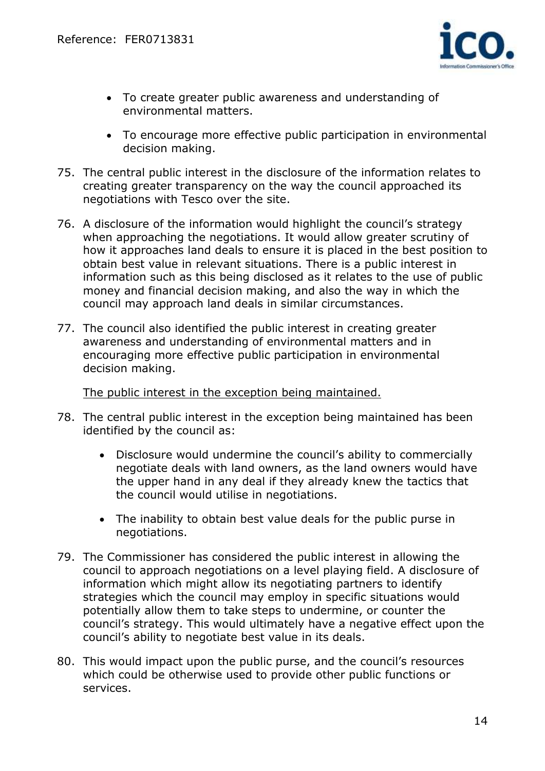- To create greater public awareness and understanding of environmental matters.
- To encourage more effective public participation in environmental decision making.

75. The central public interest in the disclosure of the information relates to creating greater transparency on the way the council approached its negotiations with Tesco over the site.

76. A disclosure of the information would highlight the council's strategy when approaching the negotiations. It would allow greater scrutiny of how it approaches land deals to ensure it is placed in the best position to obtain best value in relevant situations. There is a public interest in information such as this being disclosed as it relates to the use of public money and financial decision making, and also the way in which the council may approach land deals in similar circumstances.

77. The council also identified the public interest in creating greater awareness and understanding of environmental matters and in encouraging more effective public participation in environmental decision making.

<u>The public interest in the exception being maintained.</u>

78. The central public interest in the exception being maintained has been identified by the council as:

    - Disclosure would undermine the council's ability to commercially negotiate deals with land owners, as the land owners would have the upper hand in any deal if they already knew the tactics that the council would utilise in negotiations.
    - The inability to obtain best value deals for the public purse in negotiations.

79. The Commissioner has considered the public interest in allowing the council to approach negotiations on a level playing field. A disclosure of information which might allow its negotiating partners to identify strategies which the council may employ in specific situations would potentially allow them to take steps to undermine, or counter the council's strategy. This would ultimately have a negative effect upon the council's ability to negotiate best value in its deals.

80. This would impact upon the public purse, and the council's resources which could be otherwise used to provide other public functions or services.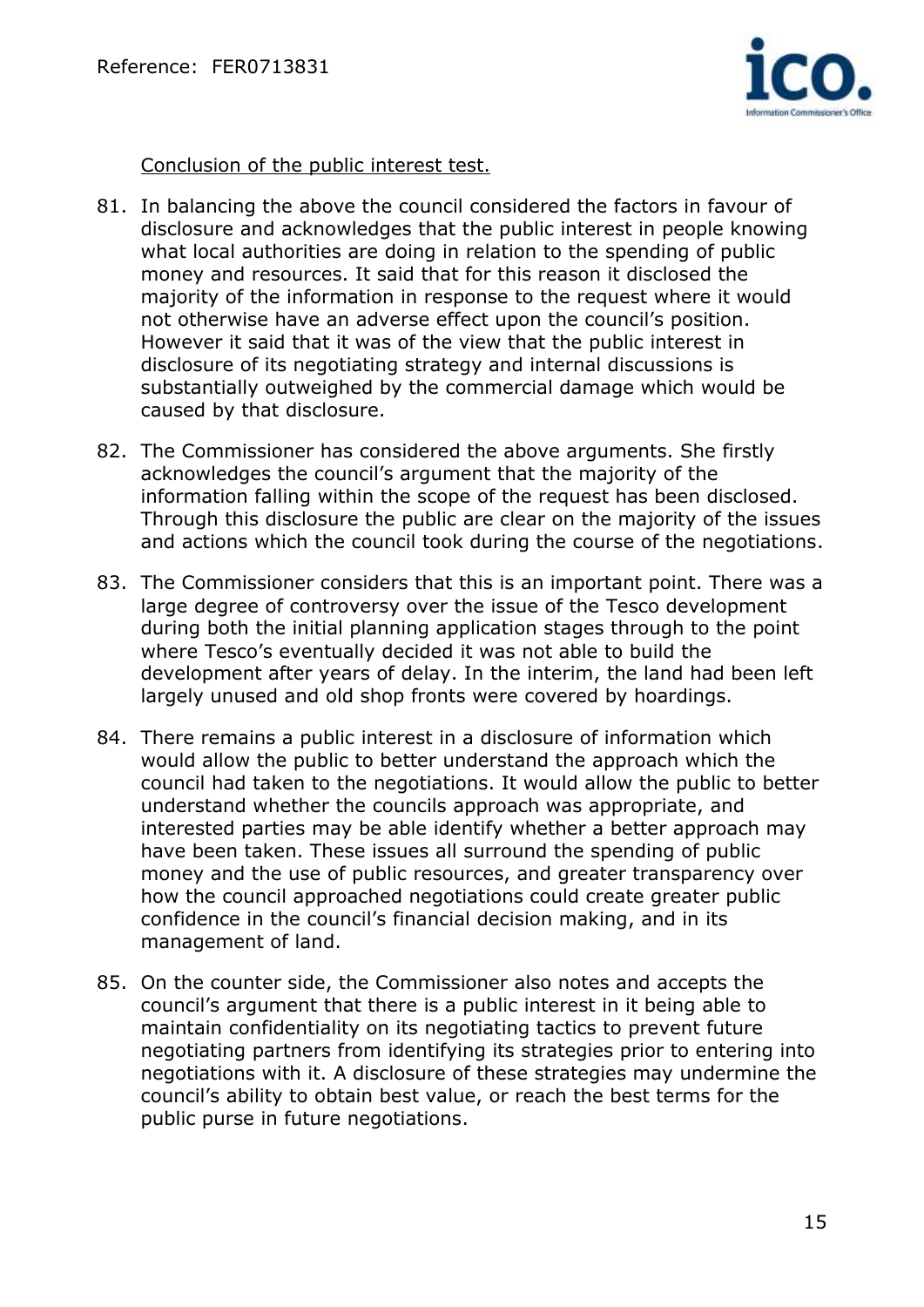Conclusion of the public interest test.

81. In balancing the above the council considered the factors in favour of disclosure and acknowledges that the public interest in people knowing what local authorities are doing in relation to the spending of public money and resources. It said that for this reason it disclosed the majority of the information in response to the request where it would not otherwise have an adverse effect upon the council's position. However it said that it was of the view that the public interest in disclosure of its negotiating strategy and internal discussions is substantially outweighed by the commercial damage which would be caused by that disclosure.

82. The Commissioner has considered the above arguments. She firstly acknowledges the council's argument that the majority of the information falling within the scope of the request has been disclosed. Through this disclosure the public are clear on the majority of the issues and actions which the council took during the course of the negotiations.

83. The Commissioner considers that this is an important point. There was a large degree of controversy over the issue of the Tesco development during both the initial planning application stages through to the point where Tesco's eventually decided it was not able to build the development after years of delay. In the interim, the land had been left largely unused and old shop fronts were covered by hoardings.

84. There remains a public interest in a disclosure of information which would allow the public to better understand the approach which the council had taken to the negotiations. It would allow the public to better understand whether the councils approach was appropriate, and interested parties may be able identify whether a better approach may have been taken. These issues all surround the spending of public money and the use of public resources, and greater transparency over how the council approached negotiations could create greater public confidence in the council's financial decision making, and in its management of land.

85. On the counter side, the Commissioner also notes and accepts the council's argument that there is a public interest in it being able to maintain confidentiality on its negotiating tactics to prevent future negotiating partners from identifying its strategies prior to entering into negotiations with it. A disclosure of these strategies may undermine the council's ability to obtain best value, or reach the best terms for the public purse in future negotiations.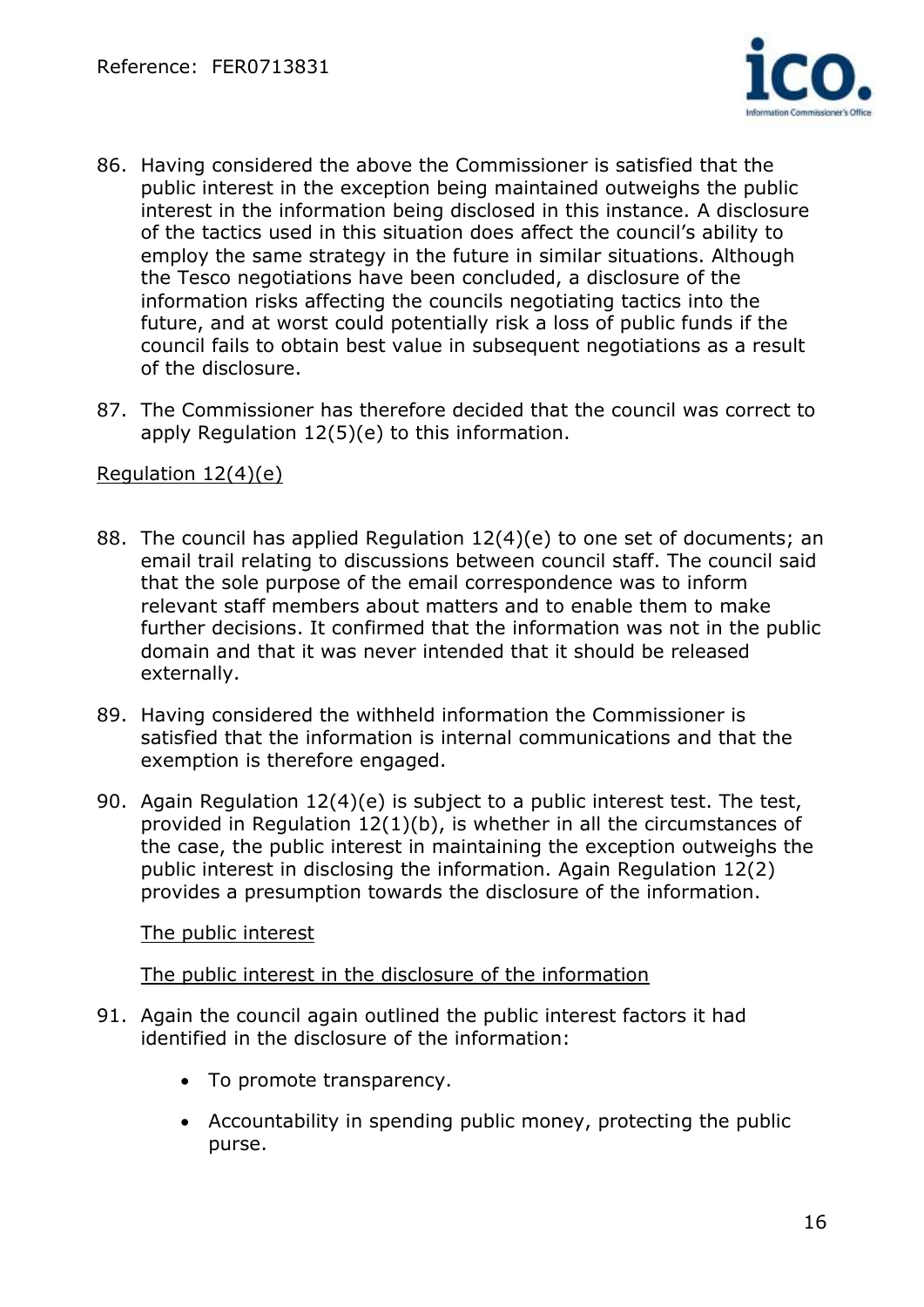86. Having considered the above the Commissioner is satisfied that the public interest in the exception being maintained outweighs the public interest in the information being disclosed in this instance. A disclosure of the tactics used in this situation does affect the council's ability to employ the same strategy in the future in similar situations. Although the Tesco negotiations have been concluded, a disclosure of the information risks affecting the councils negotiating tactics into the future, and at worst could potentially risk a loss of public funds if the council fails to obtain best value in subsequent negotiations as a result of the disclosure.

87. The Commissioner has therefore decided that the council was correct to apply Regulation 12(5)(e) to this information.

<u>Regulation 12(4)(e)</u>

88. The council has applied Regulation 12(4)(e) to one set of documents; an email trail relating to discussions between council staff. The council said that the sole purpose of the email correspondence was to inform relevant staff members about matters and to enable them to make further decisions. It confirmed that the information was not in the public domain and that it was never intended that it should be released externally.

89. Having considered the withheld information the Commissioner is satisfied that the information is internal communications and that the exemption is therefore engaged.

90. Again Regulation 12(4)(e) is subject to a public interest test. The test, provided in Regulation 12(1)(b), is whether in all the circumstances of the case, the public interest in maintaining the exception outweighs the public interest in disclosing the information. Again Regulation 12(2) provides a presumption towards the disclosure of the information.

<u>The public interest</u>

<u>The public interest in the disclosure of the information</u>

91. Again the council again outlined the public interest factors it had identified in the disclosure of the information:

    - To promote transparency.
    - Accountability in spending public money, protecting the public purse.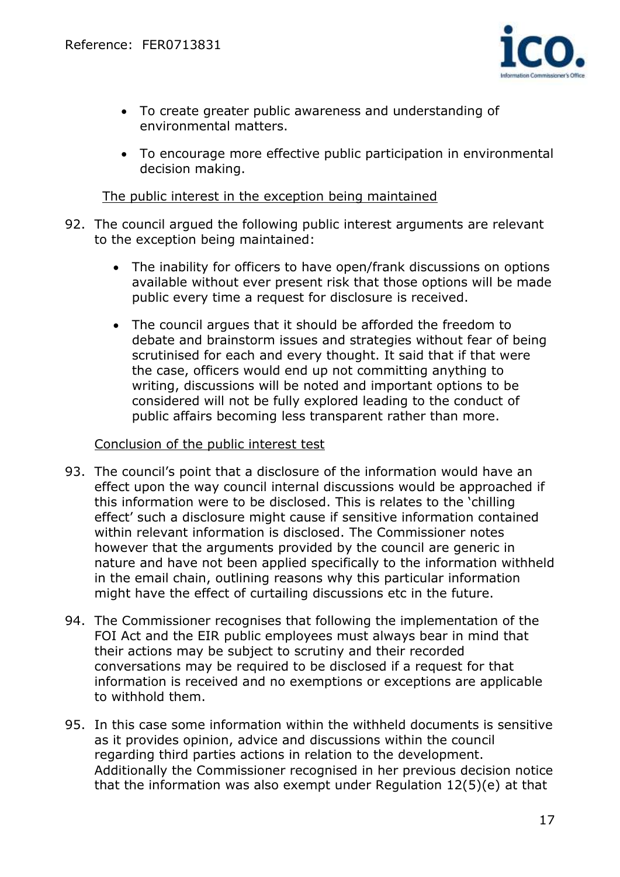- To create greater public awareness and understanding of environmental matters.
- To encourage more effective public participation in environmental decision making.

The public interest in the exception being maintained

92. The council argued the following public interest arguments are relevant to the exception being maintained:

    - The inability for officers to have open/frank discussions on options available without ever present risk that those options will be made public every time a request for disclosure is received.
    - The council argues that it should be afforded the freedom to debate and brainstorm issues and strategies without fear of being scrutinised for each and every thought. It said that if that were the case, officers would end up not committing anything to writing, discussions will be noted and important options to be considered will not be fully explored leading to the conduct of public affairs becoming less transparent rather than more.

Conclusion of the public interest test

93. The council's point that a disclosure of the information would have an effect upon the way council internal discussions would be approached if this information were to be disclosed. This is relates to the 'chilling effect' such a disclosure might cause if sensitive information contained within relevant information is disclosed. The Commissioner notes however that the arguments provided by the council are generic in nature and have not been applied specifically to the information withheld in the email chain, outlining reasons why this particular information might have the effect of curtailing discussions etc in the future.

94. The Commissioner recognises that following the implementation of the FOI Act and the EIR public employees must always bear in mind that their actions may be subject to scrutiny and their recorded conversations may be required to be disclosed if a request for that information is received and no exemptions or exceptions are applicable to withhold them.

95. In this case some information within the withheld documents is sensitive as it provides opinion, advice and discussions within the council regarding third parties actions in relation to the development. Additionally the Commissioner recognised in her previous decision notice that the information was also exempt under Regulation 12(5)(e) at that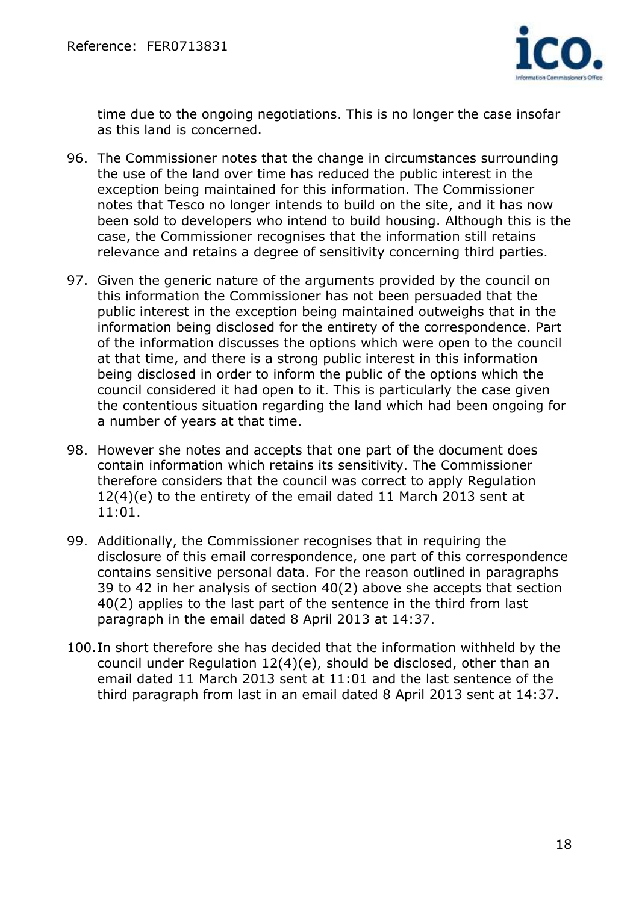time due to the ongoing negotiations. This is no longer the case insofar as this land is concerned.

96. The Commissioner notes that the change in circumstances surrounding the use of the land over time has reduced the public interest in the exception being maintained for this information. The Commissioner notes that Tesco no longer intends to build on the site, and it has now been sold to developers who intend to build housing. Although this is the case, the Commissioner recognises that the information still retains relevance and retains a degree of sensitivity concerning third parties.

97. Given the generic nature of the arguments provided by the council on this information the Commissioner has not been persuaded that the public interest in the exception being maintained outweighs that in the information being disclosed for the entirety of the correspondence. Part of the information discusses the options which were open to the council at that time, and there is a strong public interest in this information being disclosed in order to inform the public of the options which the council considered it had open to it. This is particularly the case given the contentious situation regarding the land which had been ongoing for a number of years at that time.

98. However she notes and accepts that one part of the document does contain information which retains its sensitivity. The Commissioner therefore considers that the council was correct to apply Regulation 12(4)(e) to the entirety of the email dated 11 March 2013 sent at 11:01.

99. Additionally, the Commissioner recognises that in requiring the disclosure of this email correspondence, one part of this correspondence contains sensitive personal data. For the reason outlined in paragraphs 39 to 42 in her analysis of section 40(2) above she accepts that section 40(2) applies to the last part of the sentence in the third from last paragraph in the email dated 8 April 2013 at 14:37.

100. In short therefore she has decided that the information withheld by the council under Regulation 12(4)(e), should be disclosed, other than an email dated 11 March 2013 sent at 11:01 and the last sentence of the third paragraph from last in an email dated 8 April 2013 sent at 14:37.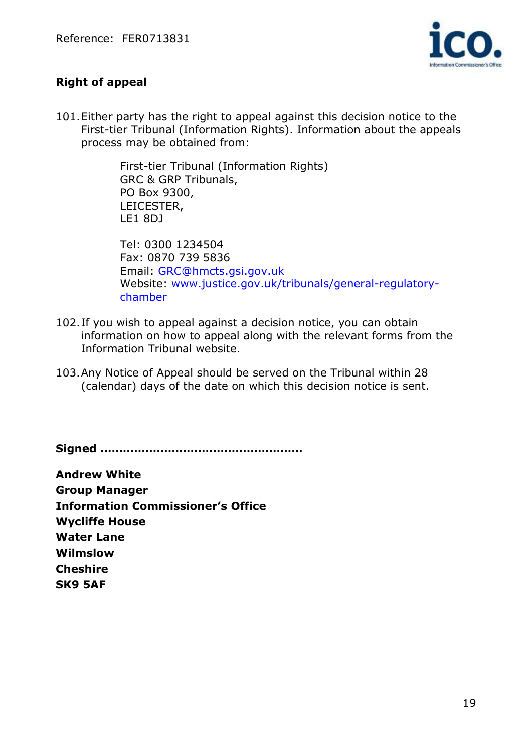Reference: FER0713831

## Right of appeal

101. Either party has the right to appeal against this decision notice to the First-tier Tribunal (Information Rights). Information about the appeals process may be obtained from:

First-tier Tribunal (Information Rights)
GRC & GRP Tribunals,
PO Box 9300,
LEICESTER,
LE1 8DJ

Tel: 0300 1234504
Fax: 0870 739 5836
Email: GRC@hmcts.gsi.gov.uk
Website: www.justice.gov.uk/tribunals/general-regulatory-chamber

102. If you wish to appeal against a decision notice, you can obtain information on how to appeal along with the relevant forms from the Information Tribunal website.

103. Any Notice of Appeal should be served on the Tribunal within 28 (calendar) days of the date on which this decision notice is sent.

**Signed ………………………………………………**

**Andrew White**
**Group Manager**
**Information Commissioner's Office**
**Wycliffe House**
**Water Lane**
**Wilmslow**
**Cheshire**
**SK9 5AF**